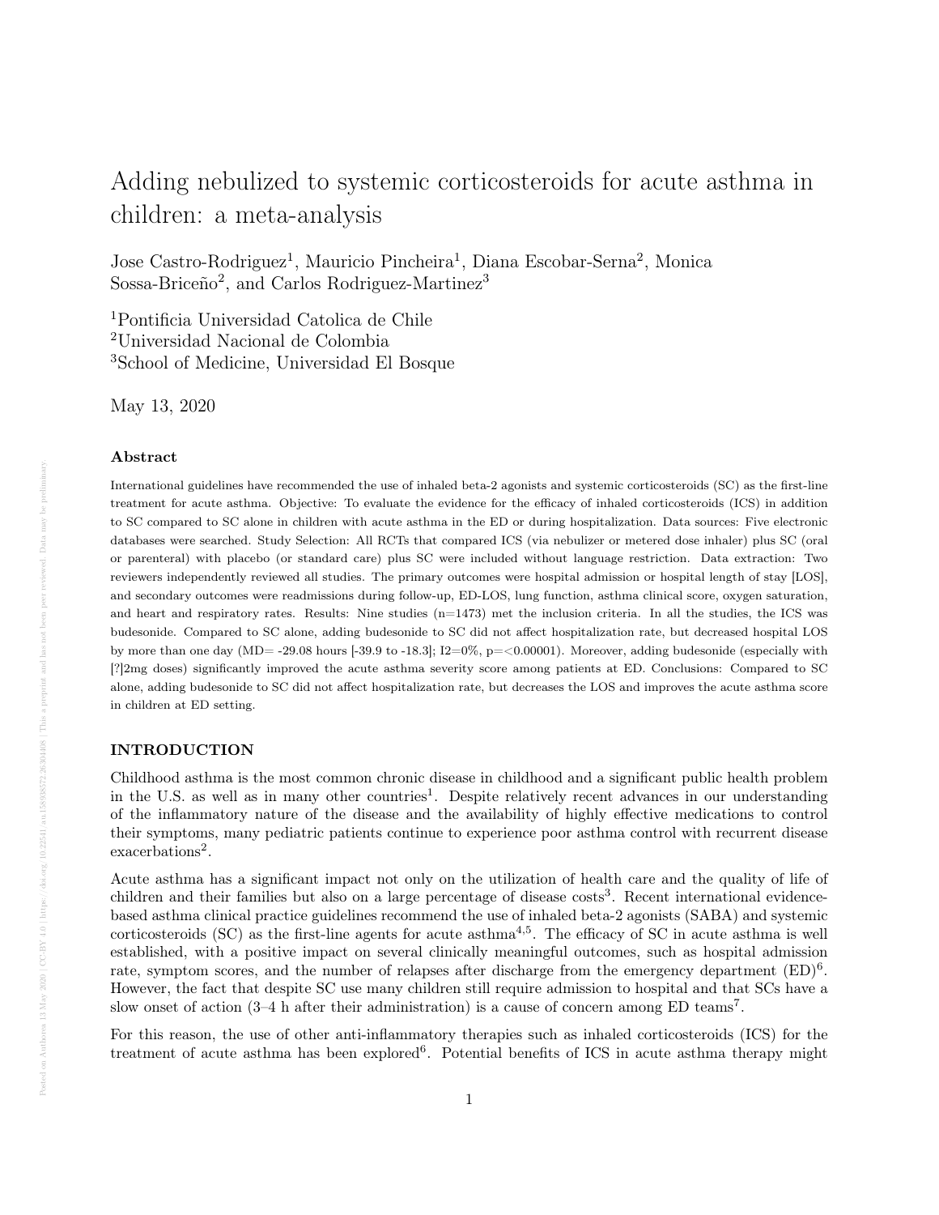# Adding nebulized to systemic corticosteroids for acute asthma in children: a meta-analysis

Jose Castro-Rodriguez[1], Mauricio Pincheira[1], Diana Escobar-Serna[2], Monica Sossa-Briceño[2], and Carlos Rodriguez-Martinez[3]

[1]Pontificia Universidad Catolica de Chile
[2]Universidad Nacional de Colombia
[3]School of Medicine, Universidad El Bosque

May 13, 2020

## Abstract

International guidelines have recommended the use of inhaled beta-2 agonists and systemic corticosteroids (SC) as the first-line treatment for acute asthma. Objective: To evaluate the evidence for the efficacy of inhaled corticosteroids (ICS) in addition to SC compared to SC alone in children with acute asthma in the ED or during hospitalization. Data sources: Five electronic databases were searched. Study Selection: All RCTs that compared ICS (via nebulizer or metered dose inhaler) plus SC (oral or parenteral) with placebo (or standard care) plus SC were included without language restriction. Data extraction: Two reviewers independently reviewed all studies. The primary outcomes were hospital admission or hospital length of stay [LOS], and secondary outcomes were readmissions during follow-up, ED-LOS, lung function, asthma clinical score, oxygen saturation, and heart and respiratory rates. Results: Nine studies (n=1473) met the inclusion criteria. In all the studies, the ICS was budesonide. Compared to SC alone, adding budesonide to SC did not affect hospitalization rate, but decreased hospital LOS by more than one day (MD= -29.08 hours [-39.9 to -18.3]; I2=0%, p=<0.00001). Moreover, adding budesonide (especially with [?]2mg doses) significantly improved the acute asthma severity score among patients at ED. Conclusions: Compared to SC alone, adding budesonide to SC did not affect hospitalization rate, but decreases the LOS and improves the acute asthma score in children at ED setting.

## INTRODUCTION

Childhood asthma is the most common chronic disease in childhood and a significant public health problem in the U.S. as well as in many other countries[1]. Despite relatively recent advances in our understanding of the inflammatory nature of the disease and the availability of highly effective medications to control their symptoms, many pediatric patients continue to experience poor asthma control with recurrent disease exacerbations[2].

Acute asthma has a significant impact not only on the utilization of health care and the quality of life of children and their families but also on a large percentage of disease costs[3]. Recent international evidence-based asthma clinical practice guidelines recommend the use of inhaled beta-2 agonists (SABA) and systemic corticosteroids (SC) as the first-line agents for acute asthma[4,5]. The efficacy of SC in acute asthma is well established, with a positive impact on several clinically meaningful outcomes, such as hospital admission rate, symptom scores, and the number of relapses after discharge from the emergency department (ED)[6]. However, the fact that despite SC use many children still require admission to hospital and that SCs have a slow onset of action (3–4 h after their administration) is a cause of concern among ED teams[7].

For this reason, the use of other anti-inflammatory therapies such as inhaled corticosteroids (ICS) for the treatment of acute asthma has been explored[6]. Potential benefits of ICS in acute asthma therapy might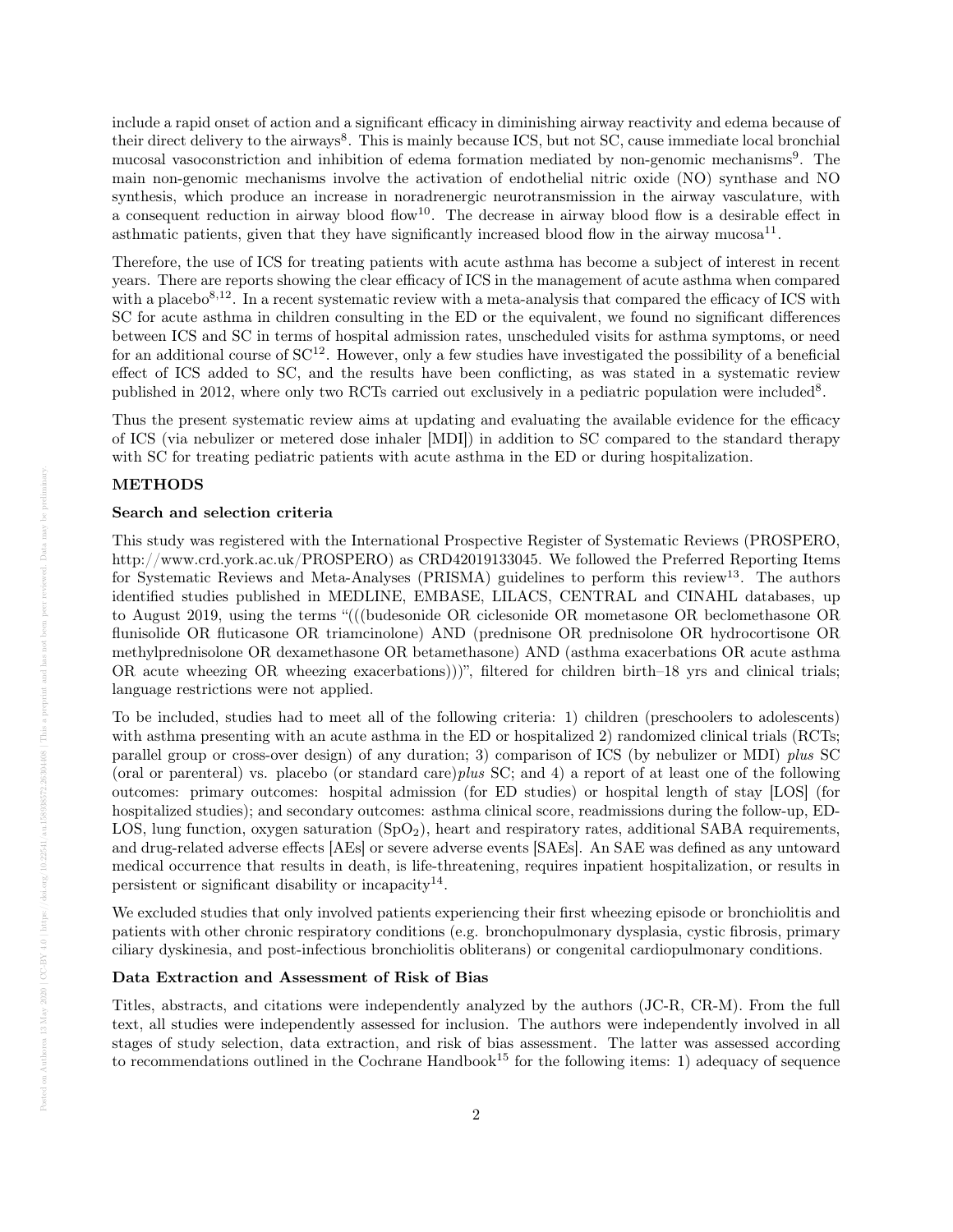include a rapid onset of action and a significant efficacy in diminishing airway reactivity and edema because of their direct delivery to the airways[8]. This is mainly because ICS, but not SC, cause immediate local bronchial mucosal vasoconstriction and inhibition of edema formation mediated by non-genomic mechanisms[9]. The main non-genomic mechanisms involve the activation of endothelial nitric oxide (NO) synthase and NO synthesis, which produce an increase in noradrenergic neurotransmission in the airway vasculature, with a consequent reduction in airway blood flow[10]. The decrease in airway blood flow is a desirable effect in asthmatic patients, given that they have significantly increased blood flow in the airway mucosa[11].

Therefore, the use of ICS for treating patients with acute asthma has become a subject of interest in recent years. There are reports showing the clear efficacy of ICS in the management of acute asthma when compared with a placebo[8,12]. In a recent systematic review with a meta-analysis that compared the efficacy of ICS with SC for acute asthma in children consulting in the ED or the equivalent, we found no significant differences between ICS and SC in terms of hospital admission rates, unscheduled visits for asthma symptoms, or need for an additional course of SC[12]. However, only a few studies have investigated the possibility of a beneficial effect of ICS added to SC, and the results have been conflicting, as was stated in a systematic review published in 2012, where only two RCTs carried out exclusively in a pediatric population were included[8].

Thus the present systematic review aims at updating and evaluating the available evidence for the efficacy of ICS (via nebulizer or metered dose inhaler [MDI]) in addition to SC compared to the standard therapy with SC for treating pediatric patients with acute asthma in the ED or during hospitalization.

## METHODS

### Search and selection criteria

This study was registered with the International Prospective Register of Systematic Reviews (PROSPERO, http://www.crd.york.ac.uk/PROSPERO) as CRD42019133045. We followed the Preferred Reporting Items for Systematic Reviews and Meta-Analyses (PRISMA) guidelines to perform this review[13]. The authors identified studies published in MEDLINE, EMBASE, LILACS, CENTRAL and CINAHL databases, up to August 2019, using the terms "(((budesonide OR ciclesonide OR mometasone OR beclomethasone OR flunisolide OR fluticasone OR triamcinolone) AND (prednisone OR prednisolone OR hydrocortisone OR methylprednisolone OR dexamethasone OR betamethasone) AND (asthma exacerbations OR acute asthma OR acute wheezing OR wheezing exacerbations)))", filtered for children birth–18 yrs and clinical trials; language restrictions were not applied.

To be included, studies had to meet all of the following criteria: 1) children (preschoolers to adolescents) with asthma presenting with an acute asthma in the ED or hospitalized 2) randomized clinical trials (RCTs; parallel group or cross-over design) of any duration; 3) comparison of ICS (by nebulizer or MDI) *plus* SC (oral or parenteral) vs. placebo (or standard care)*plus* SC; and 4) a report of at least one of the following outcomes: primary outcomes: hospital admission (for ED studies) or hospital length of stay [LOS] (for hospitalized studies); and secondary outcomes: asthma clinical score, readmissions during the follow-up, ED-LOS, lung function, oxygen saturation ($SpO_2$), heart and respiratory rates, additional SABA requirements, and drug-related adverse effects [AEs] or severe adverse events [SAEs]. An SAE was defined as any untoward medical occurrence that results in death, is life-threatening, requires inpatient hospitalization, or results in persistent or significant disability or incapacity[14].

We excluded studies that only involved patients experiencing their first wheezing episode or bronchiolitis and patients with other chronic respiratory conditions (e.g. bronchopulmonary dysplasia, cystic fibrosis, primary ciliary dyskinesia, and post-infectious bronchiolitis obliterans) or congenital cardiopulmonary conditions.

### Data Extraction and Assessment of Risk of Bias

Titles, abstracts, and citations were independently analyzed by the authors (JC-R, CR-M). From the full text, all studies were independently assessed for inclusion. The authors were independently involved in all stages of study selection, data extraction, and risk of bias assessment. The latter was assessed according to recommendations outlined in the Cochrane Handbook[15] for the following items: 1) adequacy of sequence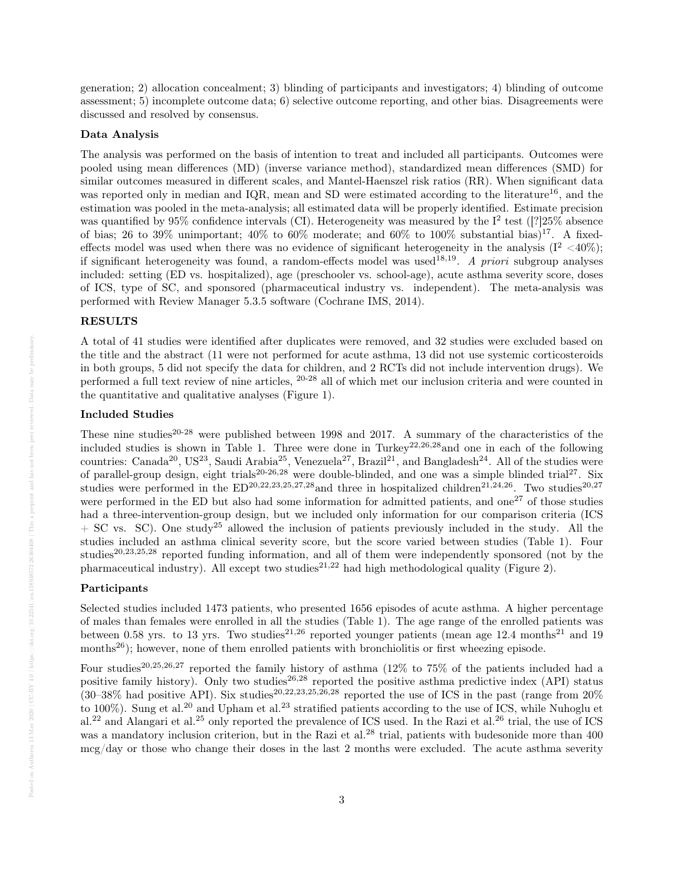generation; 2) allocation concealment; 3) blinding of participants and investigators; 4) blinding of outcome assessment; 5) incomplete outcome data; 6) selective outcome reporting, and other bias. Disagreements were discussed and resolved by consensus.

### Data Analysis

The analysis was performed on the basis of intention to treat and included all participants. Outcomes were pooled using mean differences (MD) (inverse variance method), standardized mean differences (SMD) for similar outcomes measured in different scales, and Mantel-Haenszel risk ratios (RR). When significant data was reported only in median and IQR, mean and SD were estimated according to the literature[16], and the estimation was pooled in the meta-analysis; all estimated data will be properly identified. Estimate precision was quantified by 95% confidence intervals (CI). Heterogeneity was measured by the $I^2$ test ([?]25% absence of bias; 26 to 39% unimportant; 40% to 60% moderate; and 60% to 100% substantial bias)[17]. A fixed-effects model was used when there was no evidence of significant heterogeneity in the analysis ($I^2 < 40\%$); if significant heterogeneity was found, a random-effects model was used[18,19]. *A priori* subgroup analyses included: setting (ED vs. hospitalized), age (preschooler vs. school-age), acute asthma severity score, doses of ICS, type of SC, and sponsored (pharmaceutical industry vs. independent). The meta-analysis was performed with Review Manager 5.3.5 software (Cochrane IMS, 2014).

## RESULTS

A total of 41 studies were identified after duplicates were removed, and 32 studies were excluded based on the title and the abstract (11 were not performed for acute asthma, 13 did not use systemic corticosteroids in both groups, 5 did not specify the data for children, and 2 RCTs did not include intervention drugs). We performed a full text review of nine articles, [20-28] all of which met our inclusion criteria and were counted in the quantitative and qualitative analyses (Figure 1).

### Included Studies

These nine studies[20-28] were published between 1998 and 2017. A summary of the characteristics of the included studies is shown in Table 1. Three were done in Turkey[22,26,28]and one in each of the following countries: Canada[20], US[23], Saudi Arabia[25], Venezuela[27], Brazil[21], and Bangladesh[24]. All of the studies were of parallel-group design, eight trials[20-26,28] were double-blinded, and one was a simple blinded trial[27]. Six studies were performed in the ED[20,22,23,25,27,28]and three in hospitalized children[21,24,26]. Two studies[20,27] were performed in the ED but also had some information for admitted patients, and one[27] of those studies had a three-intervention-group design, but we included only information for our comparison criteria (ICS + SC vs. SC). One study[25] allowed the inclusion of patients previously included in the study. All the studies included an asthma clinical severity score, but the score varied between studies (Table 1). Four studies[20,23,25,28] reported funding information, and all of them were independently sponsored (not by the pharmaceutical industry). All except two studies[21,22] had high methodological quality (Figure 2).

### Participants

Selected studies included 1473 patients, who presented 1656 episodes of acute asthma. A higher percentage of males than females were enrolled in all the studies (Table 1). The age range of the enrolled patients was between 0.58 yrs. to 13 yrs. Two studies[21,26] reported younger patients (mean age 12.4 months[21] and 19 months[26]); however, none of them enrolled patients with bronchiolitis or first wheezing episode.

Four studies[20,25,26,27] reported the family history of asthma (12% to 75% of the patients included had a positive family history). Only two studies[26,28] reported the positive asthma predictive index (API) status (30–38% had positive API). Six studies[20,22,23,25,26,28] reported the use of ICS in the past (range from 20% to 100%). Sung et al.[20] and Upham et al.[23] stratified patients according to the use of ICS, while Nuhoglu et al.[22] and Alangari et al.[25] only reported the prevalence of ICS used. In the Razi et al.[26] trial, the use of ICS was a mandatory inclusion criterion, but in the Razi et al.[28] trial, patients with budesonide more than 400 mcg/day or those who change their doses in the last 2 months were excluded. The acute asthma severity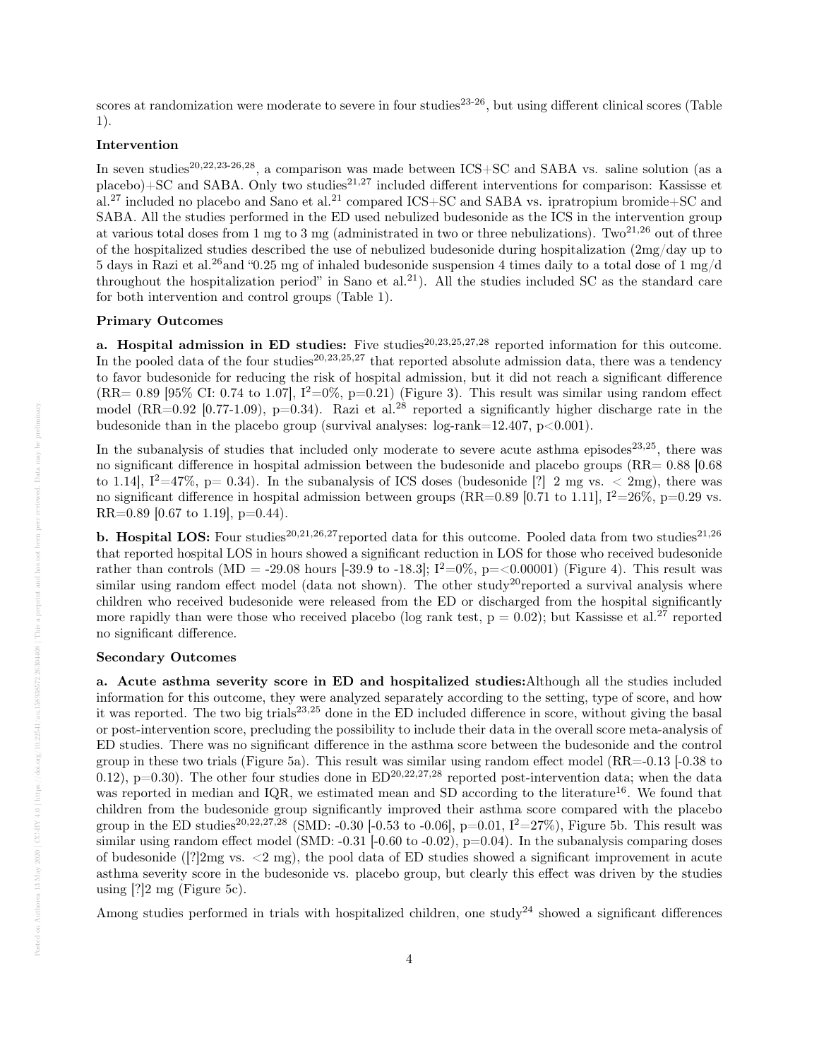scores at randomization were moderate to severe in four studies[23-26], but using different clinical scores (Table 1).

**Intervention**

In seven studies[20,22,23-26,28], a comparison was made between ICS+SC and SABA vs. saline solution (as a placebo)+SC and SABA. Only two studies[21,27] included different interventions for comparison: Kassisse et al.[27] included no placebo and Sano et al.[21] compared ICS+SC and SABA vs. ipratropium bromide+SC and SABA. All the studies performed in the ED used nebulized budesonide as the ICS in the intervention group at various total doses from 1 mg to 3 mg (administrated in two or three nebulizations). Two[21,26] out of three of the hospitalized studies described the use of nebulized budesonide during hospitalization (2mg/day up to 5 days in Razi et al.[26] and "0.25 mg of inhaled budesonide suspension 4 times daily to a total dose of 1 mg/d throughout the hospitalization period" in Sano et al.[21]). All the studies included SC as the standard care for both intervention and control groups (Table 1).

**Primary Outcomes**

**a. Hospital admission in ED studies:** Five studies[20,23,25,27,28] reported information for this outcome. In the pooled data of the four studies[20,23,25,27] that reported absolute admission data, there was a tendency to favor budesonide for reducing the risk of hospital admission, but it did not reach a significant difference (RR= 0.89 [95% CI: 0.74 to 1.07], $I^2$=0%, p=0.21) (Figure 3). This result was similar using random effect model (RR=0.92 [0.77-1.09), p=0.34). Razi et al.[28] reported a significantly higher discharge rate in the budesonide than in the placebo group (survival analyses: log-rank=12.407, p<0.001).

In the subanalysis of studies that included only moderate to severe acute asthma episodes[23,25], there was no significant difference in hospital admission between the budesonide and placebo groups (RR= 0.88 [0.68 to 1.14], $I^2$=47%, p= 0.34). In the subanalysis of ICS doses (budesonide [?] 2 mg vs. < 2mg), there was no significant difference in hospital admission between groups (RR=0.89 [0.71 to 1.11], $I^2$=26%, p=0.29 vs. RR=0.89 [0.67 to 1.19], p=0.44).

**b. Hospital LOS:** Four studies[20,21,26,27] reported data for this outcome. Pooled data from two studies[21,26] that reported hospital LOS in hours showed a significant reduction in LOS for those who received budesonide rather than controls (MD = -29.08 hours [-39.9 to -18.3]; $I^2$=0%, p=<0.00001) (Figure 4). This result was similar using random effect model (data not shown). The other study[20] reported a survival analysis where children who received budesonide were released from the ED or discharged from the hospital significantly more rapidly than were those who received placebo (log rank test, p = 0.02); but Kassisse et al.[27] reported no significant difference.

**Secondary Outcomes**

**a. Acute asthma severity score in ED and hospitalized studies:** Although all the studies included information for this outcome, they were analyzed separately according to the setting, type of score, and how it was reported. The two big trials[23,25] done in the ED included difference in score, without giving the basal or post-intervention score, precluding the possibility to include their data in the overall score meta-analysis of ED studies. There was no significant difference in the asthma score between the budesonide and the control group in these two trials (Figure 5a). This result was similar using random effect model (RR=-0.13 [-0.38 to 0.12), p=0.30). The other four studies done in ED[20,22,27,28] reported post-intervention data; when the data was reported in median and IQR, we estimated mean and SD according to the literature[16]. We found that children from the budesonide group significantly improved their asthma score compared with the placebo group in the ED studies[20,22,27,28] (SMD: -0.30 [-0.53 to -0.06], p=0.01, $I^2$=27%), Figure 5b. This result was similar using random effect model (SMD: -0.31 [-0.60 to -0.02), p=0.04). In the subanalysis comparing doses of budesonide ([?]2mg vs. <2 mg), the pool data of ED studies showed a significant improvement in acute asthma severity score in the budesonide vs. placebo group, but clearly this effect was driven by the studies using [?]2 mg (Figure 5c).

Among studies performed in trials with hospitalized children, one study[24] showed a significant differences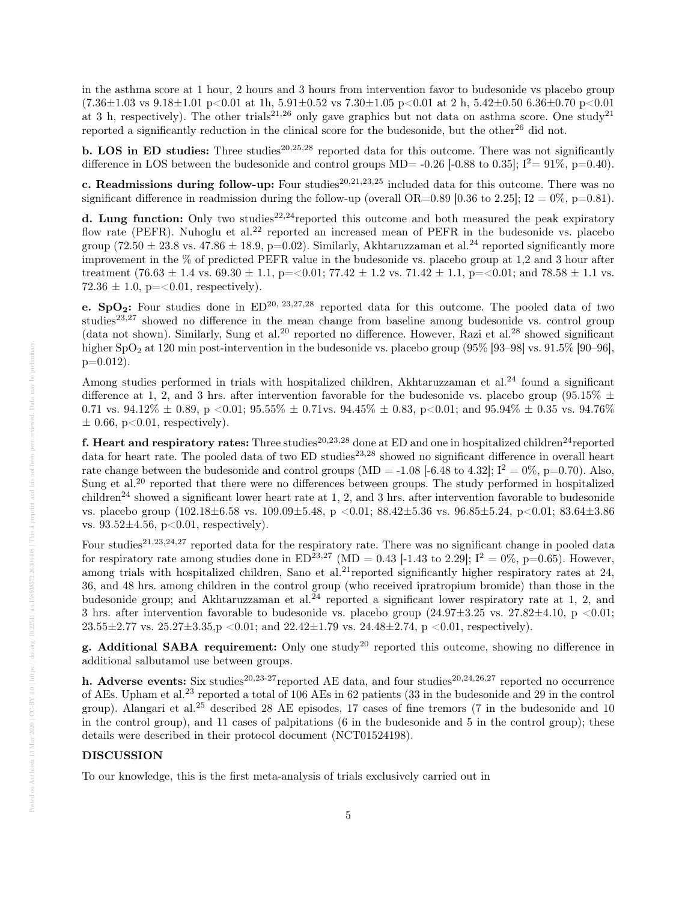in the asthma score at 1 hour, 2 hours and 3 hours from intervention favor to budesonide vs placebo group (7.36±1.03 vs 9.18±1.01 p<0.01 at 1h, 5.91±0.52 vs 7.30±1.05 p<0.01 at 2 h, 5.42±0.50 6.36±0.70 p<0.01 at 3 h, respectively). The other trials[21,26] only gave graphics but not data on asthma score. One study[21] reported a significantly reduction in the clinical score for the budesonide, but the other[26] did not.

**b. LOS in ED studies:** Three studies[20,25,28] reported data for this outcome. There was not significantly difference in LOS between the budesonide and control groups MD= -0.26 [-0.88 to 0.35]; $I^2$= 91%, p=0.40).

**c. Readmissions during follow-up:** Four studies[20,21,23,25] included data for this outcome. There was no significant difference in readmission during the follow-up (overall OR=0.89 [0.36 to 2.25]; I2 = 0%, p=0.81).

**d. Lung function:** Only two studies[22,24] reported this outcome and both measured the peak expiratory flow rate (PEFR). Nuhoglu et al.[22] reported an increased mean of PEFR in the budesonide vs. placebo group (72.50 ± 23.8 vs. 47.86 ± 18.9, p=0.02). Similarly, Akhtaruzzaman et al.[24] reported significantly more improvement in the % of predicted PEFR value in the budesonide vs. placebo group at 1,2 and 3 hour after treatment (76.63 ± 1.4 vs. 69.30 ± 1.1, p=<0.01; 77.42 ± 1.2 vs. 71.42 ± 1.1, p=<0.01; and 78.58 ± 1.1 vs. 72.36 ± 1.0, p=<0.01, respectively).

**e. $SpO_2$:** Four studies done in ED[20, 23,27,28] reported data for this outcome. The pooled data of two studies[23,27] showed no difference in the mean change from baseline among budesonide vs. control group (data not shown). Similarly, Sung et al.[20] reported no difference. However, Razi et al.[28] showed significant higher $SpO_2$ at 120 min post-intervention in the budesonide vs. placebo group (95% [93–98] vs. 91.5% [90–96], p=0.012).

Among studies performed in trials with hospitalized children, Akhtaruzzaman et al.[24] found a significant difference at 1, 2, and 3 hrs. after intervention favorable for the budesonide vs. placebo group (95.15% ± 0.71 vs. 94.12% ± 0.89, p <0.01; 95.55% ± 0.71vs. 94.45% ± 0.83, p<0.01; and 95.94% ± 0.35 vs. 94.76% ± 0.66, p<0.01, respectively).

**f. Heart and respiratory rates:** Three studies[20,23,28] done at ED and one in hospitalized children[24] reported data for heart rate. The pooled data of two ED studies[23,28] showed no significant difference in overall heart rate change between the budesonide and control groups (MD = -1.08 [-6.48 to 4.32]; $I^2$ = 0%, p=0.70). Also, Sung et al.[20] reported that there were no differences between groups. The study performed in hospitalized children[24] showed a significant lower heart rate at 1, 2, and 3 hrs. after intervention favorable to budesonide vs. placebo group (102.18±6.58 vs. 109.09±5.48, p <0.01; 88.42±5.36 vs. 96.85±5.24, p<0.01; 83.64±3.86 vs. 93.52±4.56, p<0.01, respectively).

Four studies[21,23,24,27] reported data for the respiratory rate. There was no significant change in pooled data for respiratory rate among studies done in ED[23,27] (MD = 0.43 [-1.43 to 2.29]; $I^2$ = 0%, p=0.65). However, among trials with hospitalized children, Sano et al.[21] reported significantly higher respiratory rates at 24, 36, and 48 hrs. among children in the control group (who received ipratropium bromide) than those in the budesonide group; and Akhtaruzzaman et al.[24] reported a significant lower respiratory rate at 1, 2, and 3 hrs. after intervention favorable to budesonide vs. placebo group (24.97±3.25 vs. 27.82±4.10, p <0.01; 23.55±2.77 vs. 25.27±3.35,p <0.01; and 22.42±1.79 vs. 24.48±2.74, p <0.01, respectively).

**g. Additional SABA requirement:** Only one study[20] reported this outcome, showing no difference in additional salbutamol use between groups.

**h. Adverse events:** Six studies[20,23-27] reported AE data, and four studies[20,24,26,27] reported no occurrence of AEs. Upham et al.[23] reported a total of 106 AEs in 62 patients (33 in the budesonide and 29 in the control group). Alangari et al.[25] described 28 AE episodes, 17 cases of fine tremors (7 in the budesonide and 10 in the control group), and 11 cases of palpitations (6 in the budesonide and 5 in the control group); these details were described in their protocol document (NCT01524198).

## DISCUSSION

To our knowledge, this is the first meta-analysis of trials exclusively carried out in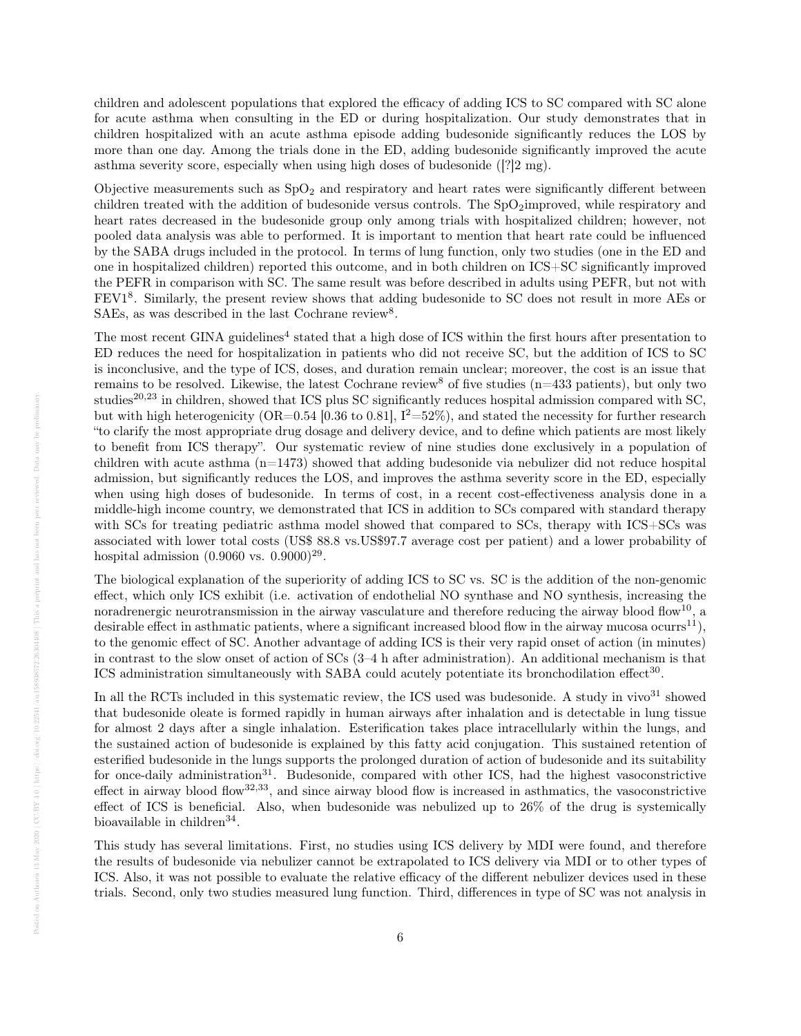children and adolescent populations that explored the efficacy of adding ICS to SC compared with SC alone for acute asthma when consulting in the ED or during hospitalization. Our study demonstrates that in children hospitalized with an acute asthma episode adding budesonide significantly reduces the LOS by more than one day. Among the trials done in the ED, adding budesonide significantly improved the acute asthma severity score, especially when using high doses of budesonide ([?]2 mg).

Objective measurements such as $SpO_2$ and respiratory and heart rates were significantly different between children treated with the addition of budesonide versus controls. The $SpO_2$improved, while respiratory and heart rates decreased in the budesonide group only among trials with hospitalized children; however, not pooled data analysis was able to performed. It is important to mention that heart rate could be influenced by the SABA drugs included in the protocol. In terms of lung function, only two studies (one in the ED and one in hospitalized children) reported this outcome, and in both children on ICS+SC significantly improved the PEFR in comparison with SC. The same result was before described in adults using PEFR, but not with FEV1[8]. Similarly, the present review shows that adding budesonide to SC does not result in more AEs or SAEs, as was described in the last Cochrane review[8].

The most recent GINA guidelines[4] stated that a high dose of ICS within the first hours after presentation to ED reduces the need for hospitalization in patients who did not receive SC, but the addition of ICS to SC is inconclusive, and the type of ICS, doses, and duration remain unclear; moreover, the cost is an issue that remains to be resolved. Likewise, the latest Cochrane review[8] of five studies (n=433 patients), but only two studies[20,23] in children, showed that ICS plus SC significantly reduces hospital admission compared with SC, but with high heterogenicity (OR=0.54 [0.36 to 0.81], $I^2$=52%), and stated the necessity for further research "to clarify the most appropriate drug dosage and delivery device, and to define which patients are most likely to benefit from ICS therapy". Our systematic review of nine studies done exclusively in a population of children with acute asthma (n=1473) showed that adding budesonide via nebulizer did not reduce hospital admission, but significantly reduces the LOS, and improves the asthma severity score in the ED, especially when using high doses of budesonide. In terms of cost, in a recent cost-effectiveness analysis done in a middle-high income country, we demonstrated that ICS in addition to SCs compared with standard therapy with SCs for treating pediatric asthma model showed that compared to SCs, therapy with ICS+SCs was associated with lower total costs (US$ 88.8 vs.US$97.7 average cost per patient) and a lower probability of hospital admission (0.9060 vs. 0.9000)[29].

The biological explanation of the superiority of adding ICS to SC vs. SC is the addition of the non-genomic effect, which only ICS exhibit (i.e. activation of endothelial NO synthase and NO synthesis, increasing the noradrenergic neurotransmission in the airway vasculature and therefore reducing the airway blood flow[10], a desirable effect in asthmatic patients, where a significant increased blood flow in the airway mucosa ocurrs[11]), to the genomic effect of SC. Another advantage of adding ICS is their very rapid onset of action (in minutes) in contrast to the slow onset of action of SCs (3–4 h after administration). An additional mechanism is that ICS administration simultaneously with SABA could acutely potentiate its bronchodilation effect[30].

In all the RCTs included in this systematic review, the ICS used was budesonide. A study in vivo[31] showed that budesonide oleate is formed rapidly in human airways after inhalation and is detectable in lung tissue for almost 2 days after a single inhalation. Esterification takes place intracellularly within the lungs, and the sustained action of budesonide is explained by this fatty acid conjugation. This sustained retention of esterified budesonide in the lungs supports the prolonged duration of action of budesonide and its suitability for once-daily administration[31]. Budesonide, compared with other ICS, had the highest vasoconstrictive effect in airway blood flow[32,33], and since airway blood flow is increased in asthmatics, the vasoconstrictive effect of ICS is beneficial. Also, when budesonide was nebulized up to 26% of the drug is systemically bioavailable in children[34].

This study has several limitations. First, no studies using ICS delivery by MDI were found, and therefore the results of budesonide via nebulizer cannot be extrapolated to ICS delivery via MDI or to other types of ICS. Also, it was not possible to evaluate the relative efficacy of the different nebulizer devices used in these trials. Second, only two studies measured lung function. Third, differences in type of SC was not analysis in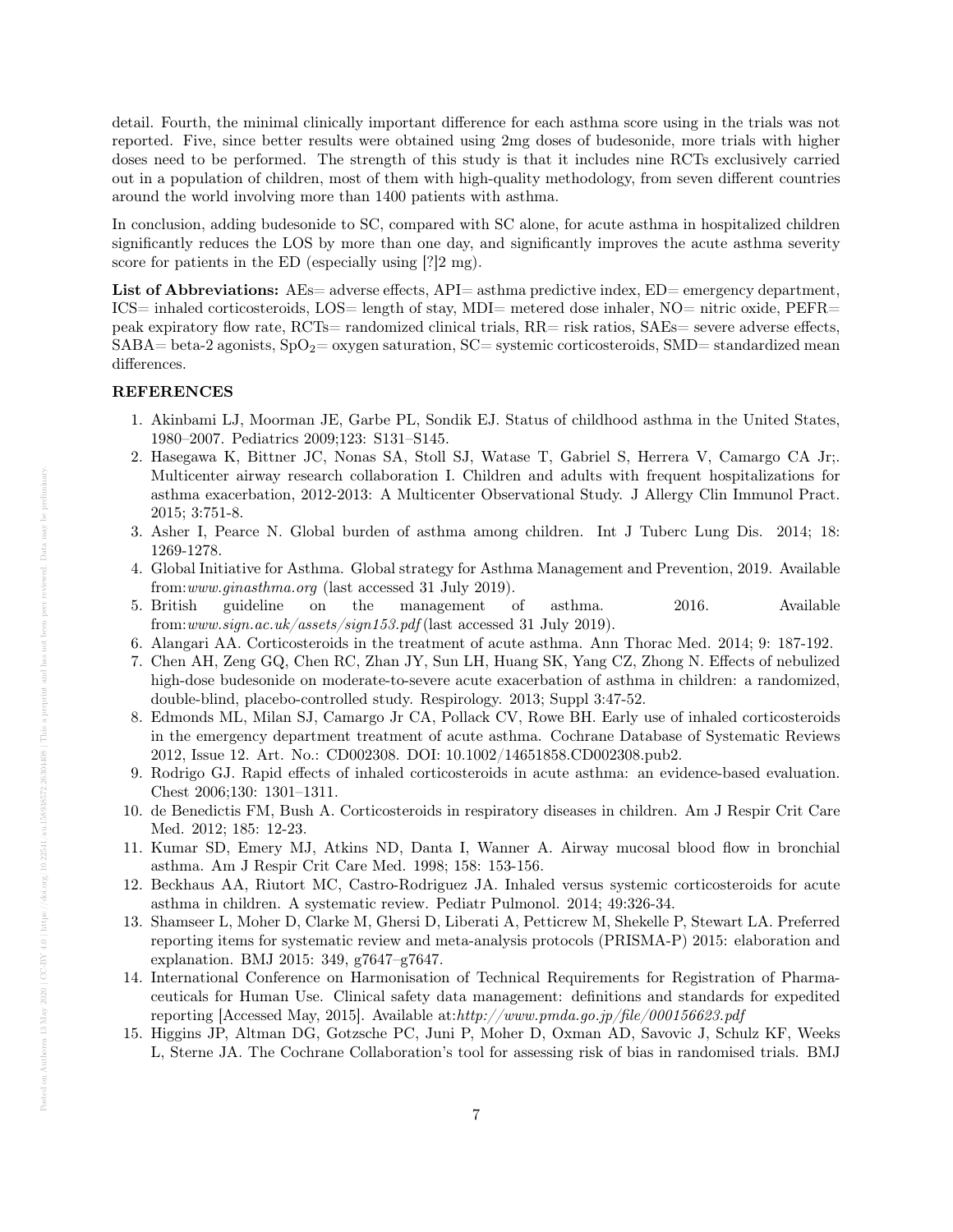detail. Fourth, the minimal clinically important difference for each asthma score using in the trials was not reported. Five, since better results were obtained using 2mg doses of budesonide, more trials with higher doses need to be performed. The strength of this study is that it includes nine RCTs exclusively carried out in a population of children, most of them with high-quality methodology, from seven different countries around the world involving more than 1400 patients with asthma.

In conclusion, adding budesonide to SC, compared with SC alone, for acute asthma in hospitalized children significantly reduces the LOS by more than one day, and significantly improves the acute asthma severity score for patients in the ED (especially using [?]2 mg).

**List of Abbreviations:** AEs= adverse effects, API= asthma predictive index, ED= emergency department, ICS= inhaled corticosteroids, LOS= length of stay, MDI= metered dose inhaler, NO= nitric oxide, PEFR= peak expiratory flow rate, RCTs= randomized clinical trials, RR= risk ratios, SAEs= severe adverse effects, SABA= beta-2 agonists, $SpO_2$= oxygen saturation, SC= systemic corticosteroids, SMD= standardized mean differences.

## REFERENCES

1. Akinbami LJ, Moorman JE, Garbe PL, Sondik EJ. Status of childhood asthma in the United States, 1980–2007. Pediatrics 2009;123: S131–S145.
2. Hasegawa K, Bittner JC, Nonas SA, Stoll SJ, Watase T, Gabriel S, Herrera V, Camargo CA Jr;. Multicenter airway research collaboration I. Children and adults with frequent hospitalizations for asthma exacerbation, 2012-2013: A Multicenter Observational Study. J Allergy Clin Immunol Pract. 2015; 3:751-8.
3. Asher I, Pearce N. Global burden of asthma among children. Int J Tuberc Lung Dis. 2014; 18: 1269-1278.
4. Global Initiative for Asthma. Global strategy for Asthma Management and Prevention, 2019. Available from:*www.ginasthma.org* (last accessed 31 July 2019).
5. British guideline on the management of asthma. 2016. Available from:*www.sign.ac.uk/assets/sign153.pdf* (last accessed 31 July 2019).
6. Alangari AA. Corticosteroids in the treatment of acute asthma. Ann Thorac Med. 2014; 9: 187-192.
7. Chen AH, Zeng GQ, Chen RC, Zhan JY, Sun LH, Huang SK, Yang CZ, Zhong N. Effects of nebulized high-dose budesonide on moderate-to-severe acute exacerbation of asthma in children: a randomized, double-blind, placebo-controlled study. Respirology. 2013; Suppl 3:47-52.
8. Edmonds ML, Milan SJ, Camargo Jr CA, Pollack CV, Rowe BH. Early use of inhaled corticosteroids in the emergency department treatment of acute asthma. Cochrane Database of Systematic Reviews 2012, Issue 12. Art. No.: CD002308. DOI: 10.1002/14651858.CD002308.pub2.
9. Rodrigo GJ. Rapid effects of inhaled corticosteroids in acute asthma: an evidence-based evaluation. Chest 2006;130: 1301–1311.
10. de Benedictis FM, Bush A. Corticosteroids in respiratory diseases in children. Am J Respir Crit Care Med. 2012; 185: 12-23.
11. Kumar SD, Emery MJ, Atkins ND, Danta I, Wanner A. Airway mucosal blood flow in bronchial asthma. Am J Respir Crit Care Med. 1998; 158: 153-156.
12. Beckhaus AA, Riutort MC, Castro-Rodriguez JA. Inhaled versus systemic corticosteroids for acute asthma in children. A systematic review. Pediatr Pulmonol. 2014; 49:326-34.
13. Shamseer L, Moher D, Clarke M, Ghersi D, Liberati A, Petticrew M, Shekelle P, Stewart LA. Preferred reporting items for systematic review and meta-analysis protocols (PRISMA-P) 2015: elaboration and explanation. BMJ 2015: 349, g7647–g7647.
14. International Conference on Harmonisation of Technical Requirements for Registration of Pharmaceuticals for Human Use. Clinical safety data management: definitions and standards for expedited reporting [Accessed May, 2015]. Available at:*http://www.pmda.go.jp/file/000156623.pdf*
15. Higgins JP, Altman DG, Gotzsche PC, Juni P, Moher D, Oxman AD, Savovic J, Schulz KF, Weeks L, Sterne JA. The Cochrane Collaboration's tool for assessing risk of bias in randomised trials. BMJ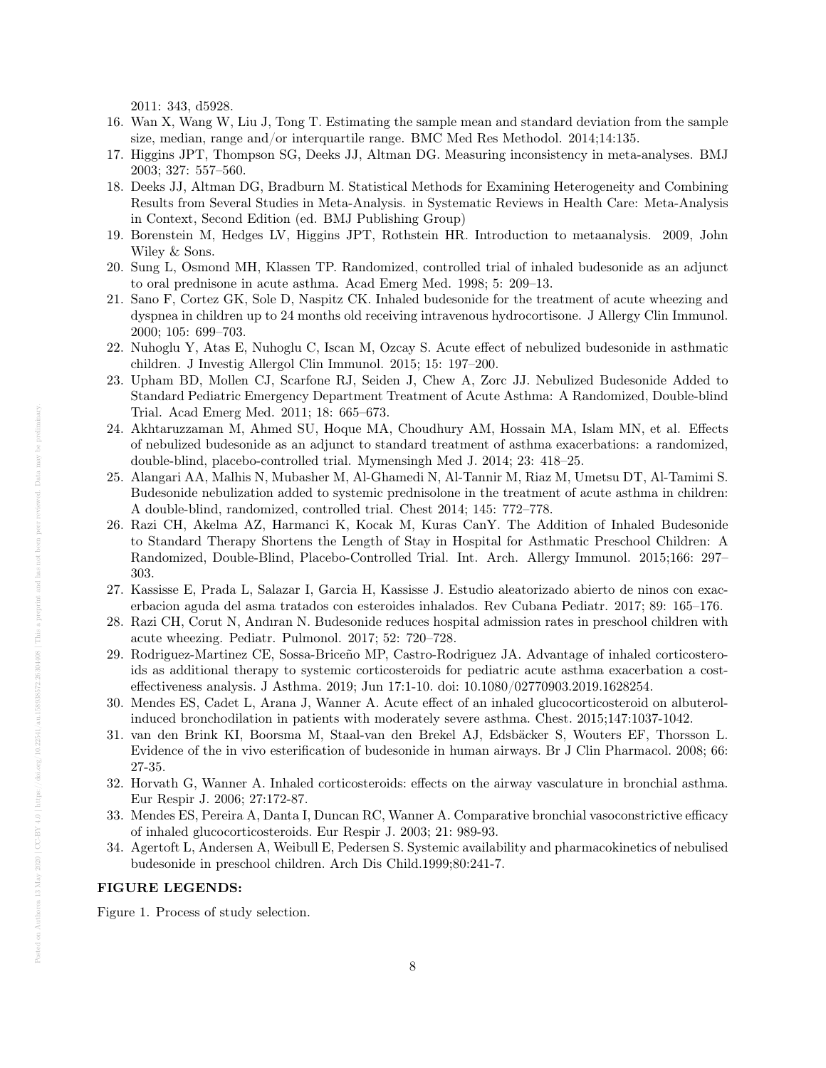2011: 343, d5928.

16. Wan X, Wang W, Liu J, Tong T. Estimating the sample mean and standard deviation from the sample size, median, range and/or interquartile range. BMC Med Res Methodol. 2014;14:135.
17. Higgins JPT, Thompson SG, Deeks JJ, Altman DG. Measuring inconsistency in meta-analyses. BMJ 2003; 327: 557–560.
18. Deeks JJ, Altman DG, Bradburn M. Statistical Methods for Examining Heterogeneity and Combining Results from Several Studies in Meta-Analysis. in Systematic Reviews in Health Care: Meta-Analysis in Context, Second Edition (ed. BMJ Publishing Group)
19. Borenstein M, Hedges LV, Higgins JPT, Rothstein HR. Introduction to metaanalysis. 2009, John Wiley & Sons.
20. Sung L, Osmond MH, Klassen TP. Randomized, controlled trial of inhaled budesonide as an adjunct to oral prednisone in acute asthma. Acad Emerg Med. 1998; 5: 209–13.
21. Sano F, Cortez GK, Sole D, Naspitz CK. Inhaled budesonide for the treatment of acute wheezing and dyspnea in children up to 24 months old receiving intravenous hydrocortisone. J Allergy Clin Immunol. 2000; 105: 699–703.
22. Nuhoglu Y, Atas E, Nuhoglu C, Iscan M, Ozcay S. Acute effect of nebulized budesonide in asthmatic children. J Investig Allergol Clin Immunol. 2015; 15: 197–200.
23. Upham BD, Mollen CJ, Scarfone RJ, Seiden J, Chew A, Zorc JJ. Nebulized Budesonide Added to Standard Pediatric Emergency Department Treatment of Acute Asthma: A Randomized, Double-blind Trial. Acad Emerg Med. 2011; 18: 665–673.
24. Akhtaruzzaman M, Ahmed SU, Hoque MA, Choudhury AM, Hossain MA, Islam MN, et al. Effects of nebulized budesonide as an adjunct to standard treatment of asthma exacerbations: a randomized, double-blind, placebo-controlled trial. Mymensingh Med J. 2014; 23: 418–25.
25. Alangari AA, Malhis N, Mubasher M, Al-Ghamedi N, Al-Tannir M, Riaz M, Umetsu DT, Al-Tamimi S. Budesonide nebulization added to systemic prednisolone in the treatment of acute asthma in children: A double-blind, randomized, controlled trial. Chest 2014; 145: 772–778.
26. Razi CH, Akelma AZ, Harmanci K, Kocak M, Kuras CanY. The Addition of Inhaled Budesonide to Standard Therapy Shortens the Length of Stay in Hospital for Asthmatic Preschool Children: A Randomized, Double-Blind, Placebo-Controlled Trial. Int. Arch. Allergy Immunol. 2015;166: 297–303.
27. Kassisse E, Prada L, Salazar I, Garcia H, Kassisse J. Estudio aleatorizado abierto de ninos con exacerbacion aguda del asma tratados con esteroides inhalados. Rev Cubana Pediatr. 2017; 89: 165–176.
28. Razi CH, Corut N, Andıran N. Budesonide reduces hospital admission rates in preschool children with acute wheezing. Pediatr. Pulmonol. 2017; 52: 720–728.
29. Rodriguez-Martinez CE, Sossa-Briceño MP, Castro-Rodriguez JA. Advantage of inhaled corticosteroids as additional therapy to systemic corticosteroids for pediatric acute asthma exacerbation a cost-effectiveness analysis. J Asthma. 2019; Jun 17:1-10. doi: 10.1080/02770903.2019.1628254.
30. Mendes ES, Cadet L, Arana J, Wanner A. Acute effect of an inhaled glucocorticosteroid on albuterol-induced bronchodilation in patients with moderately severe asthma. Chest. 2015;147:1037-1042.
31. van den Brink KI, Boorsma M, Staal-van den Brekel AJ, Edsbäcker S, Wouters EF, Thorsson L. Evidence of the in vivo esterification of budesonide in human airways. Br J Clin Pharmacol. 2008; 66: 27-35.
32. Horvath G, Wanner A. Inhaled corticosteroids: effects on the airway vasculature in bronchial asthma. Eur Respir J. 2006; 27:172-87.
33. Mendes ES, Pereira A, Danta I, Duncan RC, Wanner A. Comparative bronchial vasoconstrictive efficacy of inhaled glucocorticosteroids. Eur Respir J. 2003; 21: 989-93.
34. Agertoft L, Andersen A, Weibull E, Pedersen S. Systemic availability and pharmacokinetics of nebulised budesonide in preschool children. Arch Dis Child.1999;80:241-7.

**FIGURE LEGENDS:**

Figure 1. Process of study selection.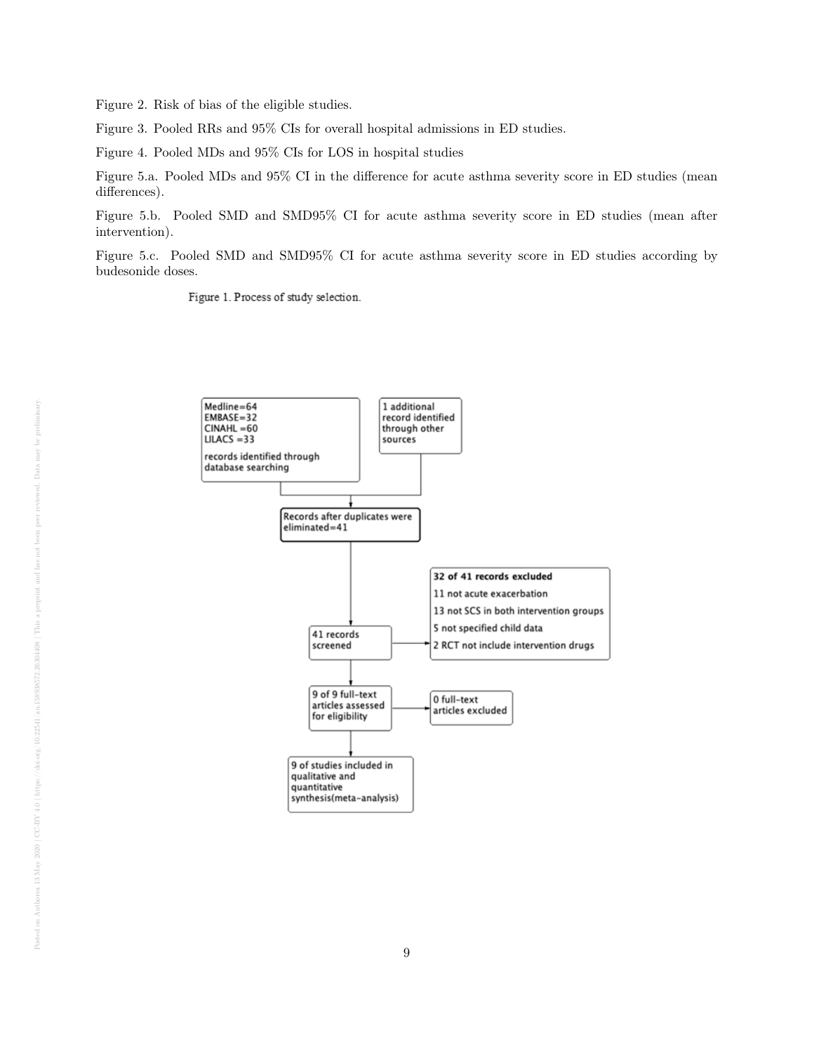Figure 2. Risk of bias of the eligible studies.

Figure 3. Pooled RRs and 95% CIs for overall hospital admissions in ED studies.

Figure 4. Pooled MDs and 95% CIs for LOS in hospital studies

Figure 5.a. Pooled MDs and 95% CI in the difference for acute asthma severity score in ED studies (mean differences).

Figure 5.b. Pooled SMD and SMD95% CI for acute asthma severity score in ED studies (mean after intervention).

Figure 5.c. Pooled SMD and SMD95% CI for acute asthma severity score in ED studies according by budesonide doses.

Figure 1. Process of study selection.

Medline=64
EMBASE=32
CINAHL =60
LILACS =33
records identified through database searching

1 additional record identified through other sources

Records after duplicates were eliminated=41

41 records screened

**32 of 41 records excluded**
11 not acute exacerbation
13 not SCS in both intervention groups
5 not specified child data
2 RCT not include intervention drugs

9 of 9 full-text articles assessed for eligibility

0 full-text articles excluded

9 of studies included in qualitative and quantitative synthesis(meta-analysis)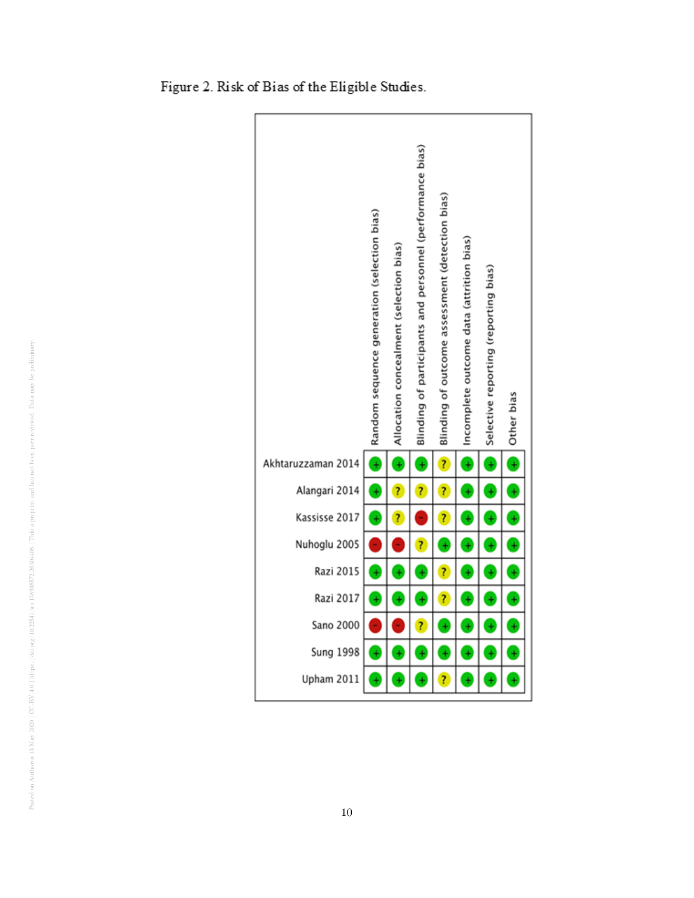Figure 2. Risk of Bias of the Eligible Studies.

| | Random sequence generation (selection bias) | Allocation concealment (selection bias) | Blinding of participants and personnel (performance bias) | Blinding of outcome assessment (detection bias) | Incomplete outcome data (attrition bias) | Selective reporting (reporting bias) | Other bias |
|---|---|---|---|---|---|---|---|
| Akhtaruzzaman 2014 | + | + | + | ? | + | + | + |
| Alangari 2014 | + | ? | ? | ? | + | + | + |
| Kassisse 2017 | + | ? | - | ? | + | + | + |
| Nuhoglu 2005 | - | - | ? | + | + | + | + |
| Razi 2015 | + | + | + | ? | + | + | + |
| Razi 2017 | + | + | + | ? | + | + | + |
| Sano 2000 | - | - | ? | + | + | + | + |
| Sung 1998 | + | + | + | + | + | + | + |
| Upham 2011 | + | + | + | ? | + | + | + |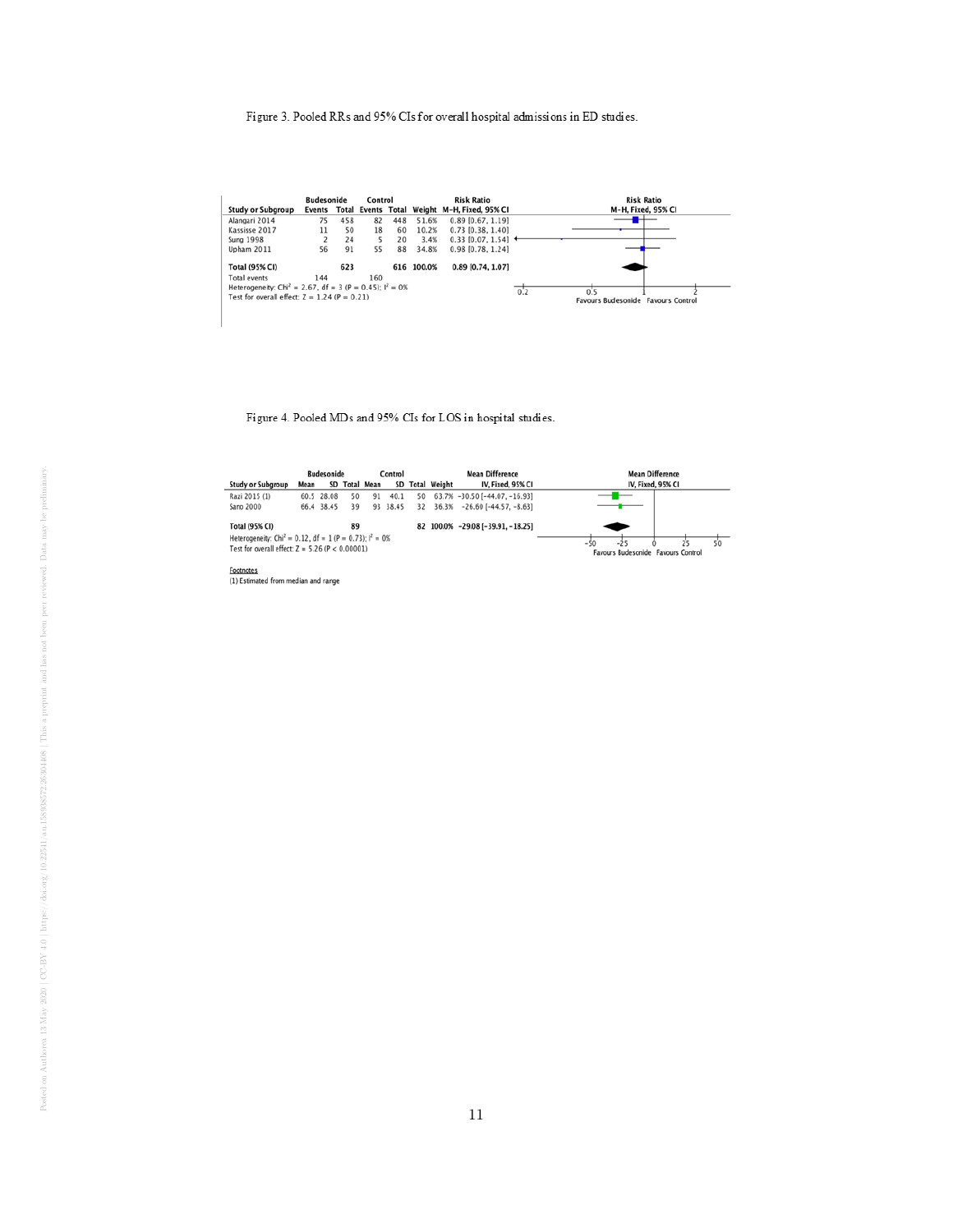Figure 3. Pooled RRs and 95% CIs for overall hospital admissions in ED studies.

| Study or Subgroup | Budesonide Events | Budesonide Total | Control Events | Control Total | Weight | Risk Ratio M-H, Fixed, 95% CI |
|---|---|---|---|---|---|---|
| Alangari 2014 | 75 | 458 | 82 | 448 | 51.6% | 0.89 [0.67, 1.19] |
| Kassisse 2017 | 11 | 50 | 18 | 60 | 10.2% | 0.73 [0.38, 1.40] |
| Sung 1998 | 2 | 24 | 5 | 20 | 3.4% | 0.33 [0.07, 1.54] |
| Upham 2011 | 56 | 91 | 55 | 88 | 34.8% | 0.98 [0.78, 1.24] |
| **Total (95% CI)** | | **623** | | **616** | **100.0%** | **0.89 [0.74, 1.07]** |
| Total events | 144 | | 160 | | | |

Heterogeneity: $Chi^2 = 2.67$, $df = 3$ ($P = 0.45$); $I^2 = 0\%$
Test for overall effect: $Z = 1.24$ ($P = 0.21$)

Favours Budesonide | Favours Control

Figure 4. Pooled MDs and 95% CIs for LOS in hospital studies.

| Study or Subgroup | Budesonide Mean | Budesonide SD | Budesonide Total | Control Mean | Control SD | Control Total | Weight | Mean Difference IV, Fixed, 95% CI |
|---|---|---|---|---|---|---|---|---|
| Razi 2015 (1) | 60.5 | 28.08 | 50 | 91 | 40.1 | 50 | 63.7% | −30.50 [−44.07, −16.93] |
| Sano 2000 | 66.4 | 38.45 | 39 | 93 | 38.45 | 32 | 36.3% | −26.60 [−44.57, −8.63] |
| **Total (95% CI)** | | | **89** | | | **82** | **100.0%** | **−29.08 [−39.91, −18.25]** |

Heterogeneity: $Chi^2 = 0.12$, $df = 1$ ($P = 0.73$); $I^2 = 0\%$
Test for overall effect: $Z = 5.26$ ($P < 0.00001$)

Favours Budesonide | Favours Control

Footnotes
(1) Estimated from median and range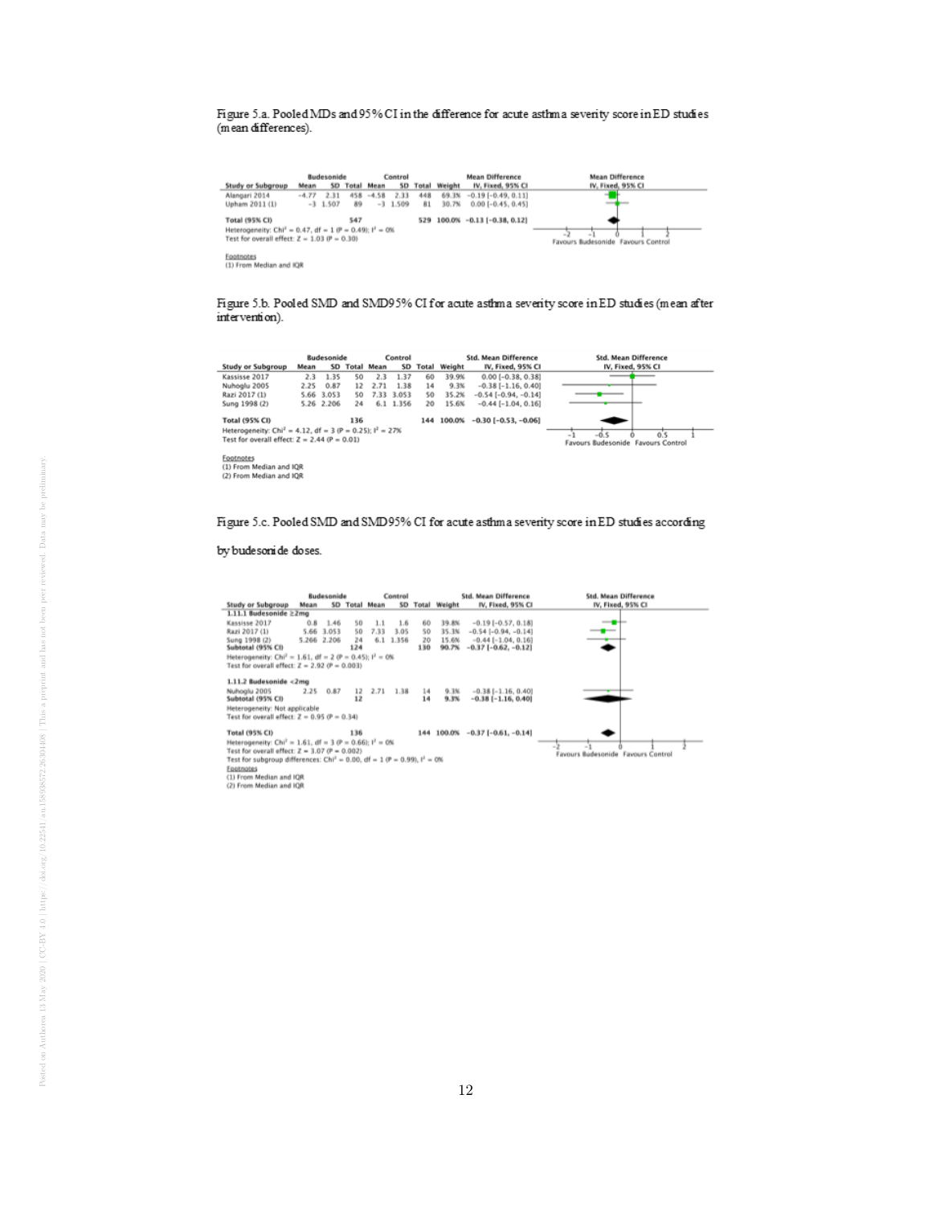Figure 5.a. Pooled MDs and 95% CI in the difference for acute asthma severity score in ED studies (mean differences).

| Study or Subgroup | Budesonide Mean | Budesonide SD | Budesonide Total | Control Mean | Control SD | Control Total | Weight | Mean Difference IV, Fixed, 95% CI |
|---|---|---|---|---|---|---|---|---|
| Alangari 2014 | −4.77 | 2.31 | 458 | −4.58 | 2.33 | 448 | 69.3% | −0.19 [−0.49, 0.11] |
| Upham 2011 (1) | −3 | 1.507 | 89 | −3 | 1.509 | 81 | 30.7% | 0.00 [−0.45, 0.45] |
| **Total (95% CI)** | | | 547 | | | 529 | 100.0% | −0.13 [−0.38, 0.12] |

Heterogeneity: $Chi^2 = 0.47$, $df = 1$ ($P = 0.49$); $I^2 = 0\%$
Test for overall effect: $Z = 1.03$ ($P = 0.30$)

Mean Difference IV, Fixed, 95% CI
−2 −1 0 1 2
Favours Budesonide Favours Control

Footnotes
(1) From Median and IQR

Figure 5.b. Pooled SMD and SMD95% CI for acute asthma severity score in ED studies (mean after intervention).

| Study or Subgroup | Budesonide Mean | Budesonide SD | Budesonide Total | Control Mean | Control SD | Control Total | Weight | Std. Mean Difference IV, Fixed, 95% CI |
|---|---|---|---|---|---|---|---|---|
| Kassisse 2017 | 2.3 | 1.35 | 50 | 2.3 | 1.37 | 60 | 39.9% | 0.00 [−0.38, 0.38] |
| Nuhoglu 2005 | 2.25 | 0.87 | 12 | 2.71 | 1.38 | 14 | 9.3% | −0.38 [−1.16, 0.40] |
| Razi 2017 (1) | 5.66 | 3.053 | 50 | 7.33 | 3.053 | 50 | 35.2% | −0.54 [−0.94, −0.14] |
| Sung 1998 (2) | 5.26 | 2.206 | 24 | 6.1 | 1.356 | 20 | 15.6% | −0.44 [−1.04, 0.16] |
| **Total (95% CI)** | | | 136 | | | 144 | 100.0% | −0.30 [−0.53, −0.06] |

Heterogeneity: $Chi^2 = 4.12$, $df = 3$ ($P = 0.25$); $I^2 = 27\%$
Test for overall effect: $Z = 2.44$ ($P = 0.01$)

Std. Mean Difference IV, Fixed, 95% CI
−1 −0.5 0 0.5 1
Favours Budesonide Favours Control

Footnotes
(1) From Median and IQR
(2) From Median and IQR

Figure 5.c. Pooled SMD and SMD95% CI for acute asthma severity score in ED studies according by budesonide doses.

| Study or Subgroup | Budesonide Mean | Budesonide SD | Budesonide Total | Control Mean | Control SD | Control Total | Weight | Std. Mean Difference IV, Fixed, 95% CI |
|---|---|---|---|---|---|---|---|---|
| **1.11.1 Budesonide ≥2mg** | | | | | | | | |
| Kassisse 2017 | 0.8 | 1.46 | 50 | 1.1 | 1.6 | 60 | 39.8% | −0.19 [−0.57, 0.18] |
| Razi 2017 (1) | 5.66 | 3.053 | 50 | 7.33 | 3.05 | 50 | 35.3% | −0.54 [−0.94, −0.14] |
| Sung 1998 (2) | 5.266 | 2.206 | 24 | 6.1 | 1.356 | 20 | 15.6% | −0.44 [−1.04, 0.16] |
| **Subtotal (95% CI)** | | | 124 | | | 130 | 90.7% | −0.37 [−0.62, −0.12] |
| **1.11.2 Budesonide <2mg** | | | | | | | | |
| Nuhoglu 2005 | 2.25 | 0.87 | 12 | 2.71 | 1.38 | 14 | 9.3% | −0.38 [−1.16, 0.40] |
| **Subtotal (95% CI)** | | | 12 | | | 14 | 9.3% | −0.38 [−1.16, 0.40] |
| **Total (95% CI)** | | | 136 | | | 144 | 100.0% | −0.37 [−0.61, −0.14] |

1.11.1 Budesonide ≥2mg — Heterogeneity: $Chi^2 = 1.61$, $df = 2$ ($P = 0.45$); $I^2 = 0\%$
Test for overall effect: $Z = 2.92$ ($P = 0.003$)

1.11.2 Budesonide <2mg — Heterogeneity: Not applicable
Test for overall effect: $Z = 0.95$ ($P = 0.34$)

Total — Heterogeneity: $Chi^2 = 1.61$, $df = 3$ ($P = 0.66$); $I^2 = 0\%$
Test for overall effect: $Z = 3.07$ ($P = 0.002$)
Test for subgroup differences: $Chi^2 = 0.00$, $df = 1$ ($P = 0.99$), $I^2 = 0\%$

Std. Mean Difference IV, Fixed, 95% CI
−2 −1 0 1 2
Favours Budesonide Favours Control

Footnotes
(1) From Median and IQR
(2) From Median and IQR